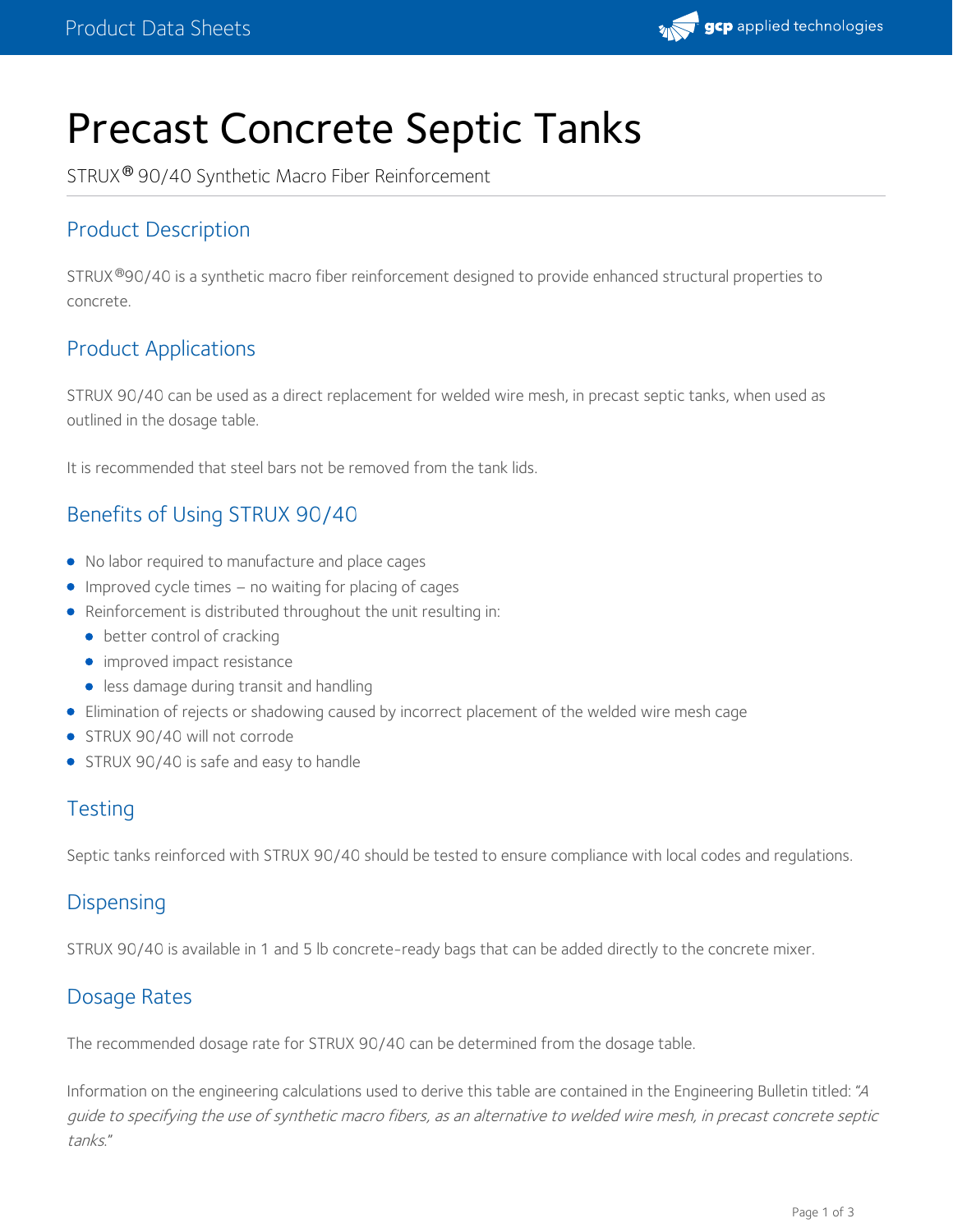# Precast Concrete Septic Tanks

STRUX® 90/40 Synthetic Macro Fiber Reinforcement

## Product Description

STRUX®90/40 is a synthetic macro fiber reinforcement designed to provide enhanced structural properties to concrete.

## Product Applications

STRUX 90/40 can be used as a direct replacement for welded wire mesh, in precast septic tanks, when used as outlined in the dosage table.

It is recommended that steel bars not be removed from the tank lids.

## Benefits of Using STRUX 90/40

- No labor required to manufacture and place cages
- Improved cycle times – no waiting for placing of cages
- Reinforcement is distributed throughout the unit resulting in:
  - better control of cracking
  - improved impact resistance
  - less damage during transit and handling
- Elimination of rejects or shadowing caused by incorrect placement of the welded wire mesh cage
- STRUX 90/40 will not corrode
- STRUX 90/40 is safe and easy to handle

## Testing

Septic tanks reinforced with STRUX 90/40 should be tested to ensure compliance with local codes and regulations.

## Dispensing

STRUX 90/40 is available in 1 and 5 lb concrete-ready bags that can be added directly to the concrete mixer.

## Dosage Rates

The recommended dosage rate for STRUX 90/40 can be determined from the dosage table.

Information on the engineering calculations used to derive this table are contained in the Engineering Bulletin titled: *"A guide to specifying the use of synthetic macro fibers, as an alternative to welded wire mesh, in precast concrete septic tanks."*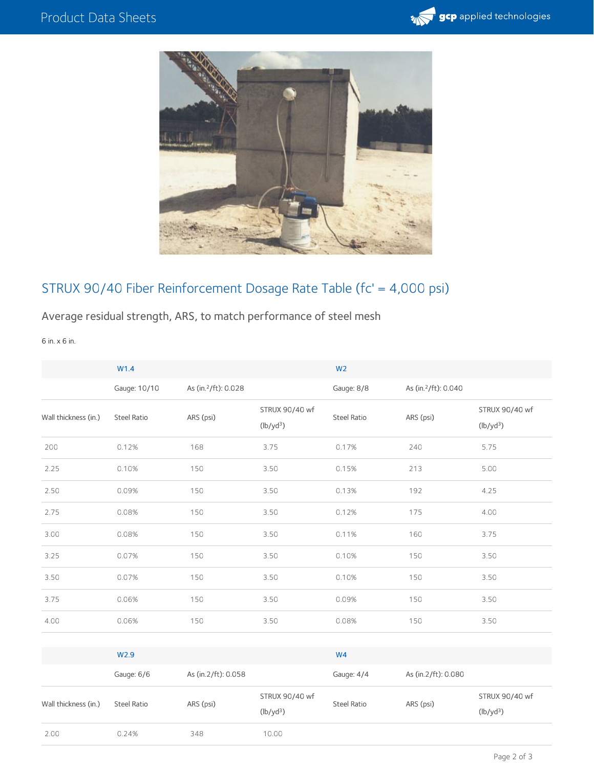## STRUX 90/40 Fiber Reinforcement Dosage Rate Table (fc' = 4,000 psi)

### Average residual strength, ARS, to match performance of steel mesh

6 in. x 6 in.

| | W1.4 | | | W2 | | |
|---|---|---|---|---|---|---|
| | Gauge: 10/10 | As (in.$^2$/ft): 0.028 | | Gauge: 8/8 | As (in.$^2$/ft): 0.040 | |
| Wall thickness (in.) | Steel Ratio | ARS (psi) | STRUX 90/40 wf (lb/yd$^3$) | Steel Ratio | ARS (psi) | STRUX 90/40 wf (lb/yd$^3$) |
| 200 | 0.12% | 168 | 3.75 | 0.17% | 240 | 5.75 |
| 2.25 | 0.10% | 150 | 3.50 | 0.15% | 213 | 5.00 |
| 2.50 | 0.09% | 150 | 3.50 | 0.13% | 192 | 4.25 |
| 2.75 | 0.08% | 150 | 3.50 | 0.12% | 175 | 4.00 |
| 3.00 | 0.08% | 150 | 3.50 | 0.11% | 160 | 3.75 |
| 3.25 | 0.07% | 150 | 3.50 | 0.10% | 150 | 3.50 |
| 3.50 | 0.07% | 150 | 3.50 | 0.10% | 150 | 3.50 |
| 3.75 | 0.06% | 150 | 3.50 | 0.09% | 150 | 3.50 |
| 4.00 | 0.06% | 150 | 3.50 | 0.08% | 150 | 3.50 |

| | W2.9 | | | W4 | | |
|---|---|---|---|---|---|---|
| | Gauge: 6/6 | As (in.2/ft): 0.058 | | Gauge: 4/4 | As (in.2/ft): 0.080 | |
| Wall thickness (in.) | Steel Ratio | ARS (psi) | STRUX 90/40 wf (lb/yd$^3$) | Steel Ratio | ARS (psi) | STRUX 90/40 wf (lb/yd$^3$) |
| 2.00 | 0.24% | 348 | 10.00 | | | |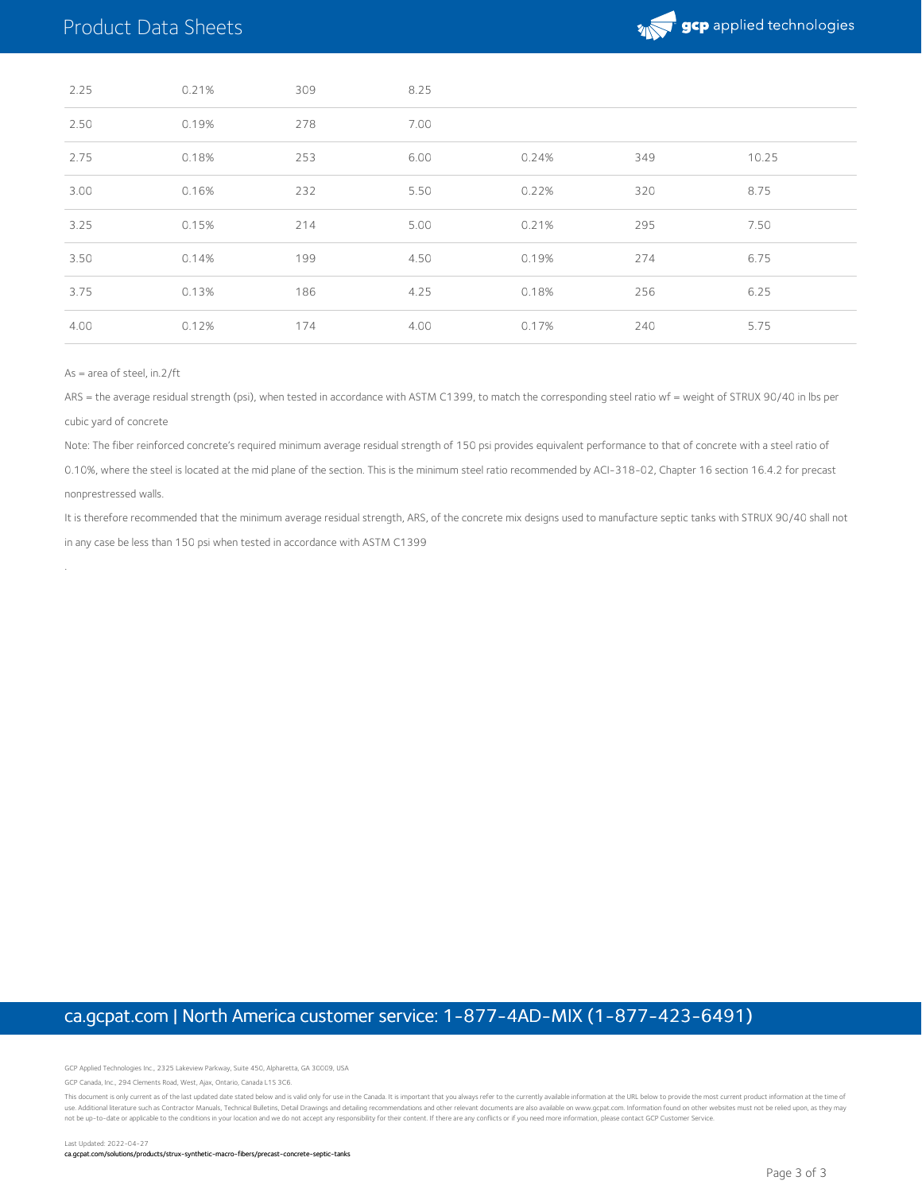| | | | | | | |
|---|---|---|---|---|---|---|
| 2.25 | 0.21% | 309 | 8.25 | | | |
| 2.50 | 0.19% | 278 | 7.00 | | | |
| 2.75 | 0.18% | 253 | 6.00 | 0.24% | 349 | 10.25 |
| 3.00 | 0.16% | 232 | 5.50 | 0.22% | 320 | 8.75 |
| 3.25 | 0.15% | 214 | 5.00 | 0.21% | 295 | 7.50 |
| 3.50 | 0.14% | 199 | 4.50 | 0.19% | 274 | 6.75 |
| 3.75 | 0.13% | 186 | 4.25 | 0.18% | 256 | 6.25 |
| 4.00 | 0.12% | 174 | 4.00 | 0.17% | 240 | 5.75 |

As = area of steel, in.2/ft

ARS = the average residual strength (psi), when tested in accordance with ASTM C1399, to match the corresponding steel ratio wf = weight of STRUX 90/40 in lbs per cubic yard of concrete

Note: The fiber reinforced concrete's required minimum average residual strength of 150 psi provides equivalent performance to that of concrete with a steel ratio of 0.10%, where the steel is located at the mid plane of the section. This is the minimum steel ratio recommended by ACI-318-02, Chapter 16 section 16.4.2 for precast nonprestressed walls.

It is therefore recommended that the minimum average residual strength, ARS, of the concrete mix designs used to manufacture septic tanks with STRUX 90/40 shall not in any case be less than 150 psi when tested in accordance with ASTM C1399

.

ca.gcpat.com | North America customer service: 1-877-4AD-MIX (1-877-423-6491)

GCP Applied Technologies Inc., 2325 Lakeview Parkway, Suite 450, Alpharetta, GA 30009, USA

GCP Canada, Inc., 294 Clements Road, West, Ajax, Ontario, Canada L1S 3C6.

This document is only current as of the last updated date stated below and is valid only for use in the Canada. It is important that you always refer to the currently available information at the URL below to provide the most current product information at the time of use. Additional literature such as Contractor Manuals, Technical Bulletins, Detail Drawings and detailing recommendations and other relevant documents are also available on www.gcpat.com. Information found on other websites must not be relied upon, as they may not be up-to-date or applicable to the conditions in your location and we do not accept any responsibility for their content. If there are any conflicts or if you need more information, please contact GCP Customer Service.

Last Updated: 2022-04-27

ca.gcpat.com/solutions/products/strux-synthetic-macro-fibers/precast-concrete-septic-tanks